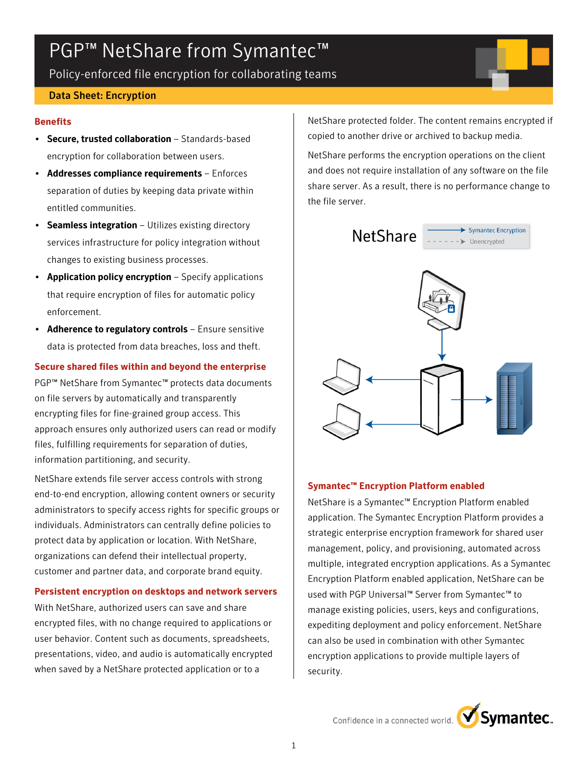# PGP™ NetShare from Symantec™

Policy-enforced file encryption for collaborating teams

Data Sheet: Encryption

## Benefits

- **Secure, trusted collaboration** – Standards-based encryption for collaboration between users.
- **Addresses compliance requirements** – Enforces separation of duties by keeping data private within entitled communities.
- **Seamless integration** – Utilizes existing directory services infrastructure for policy integration without changes to existing business processes.
- **Application policy encryption** – Specify applications that require encryption of files for automatic policy enforcement.
- **Adherence to regulatory controls** – Ensure sensitive data is protected from data breaches, loss and theft.

## Secure shared files within and beyond the enterprise

PGP™ NetShare from Symantec™ protects data documents on file servers by automatically and transparently encrypting files for fine-grained group access. This approach ensures only authorized users can read or modify files, fulfilling requirements for separation of duties, information partitioning, and security.

NetShare extends file server access controls with strong end-to-end encryption, allowing content owners or security administrators to specify access rights for specific groups or individuals. Administrators can centrally define policies to protect data by application or location. With NetShare, organizations can defend their intellectual property, customer and partner data, and corporate brand equity.

## Persistent encryption on desktops and network servers

With NetShare, authorized users can save and share encrypted files, with no change required to applications or user behavior. Content such as documents, spreadsheets, presentations, video, and audio is automatically encrypted when saved by a NetShare protected application or to a NetShare protected folder. The content remains encrypted if copied to another drive or archived to backup media.

NetShare performs the encryption operations on the client and does not require installation of any software on the file share server. As a result, there is no performance change to the file server.

NetShare

Symantec Encryption

Unencrypted

## Symantec™ Encryption Platform enabled

NetShare is a Symantec™ Encryption Platform enabled application. The Symantec Encryption Platform provides a strategic enterprise encryption framework for shared user management, policy, and provisioning, automated across multiple, integrated encryption applications. As a Symantec Encryption Platform enabled application, NetShare can be used with PGP Universal™ Server from Symantec™ to manage existing policies, users, keys and configurations, expediting deployment and policy enforcement. NetShare can also be used in combination with other Symantec encryption applications to provide multiple layers of security.

Confidence in a connected world. Symantec.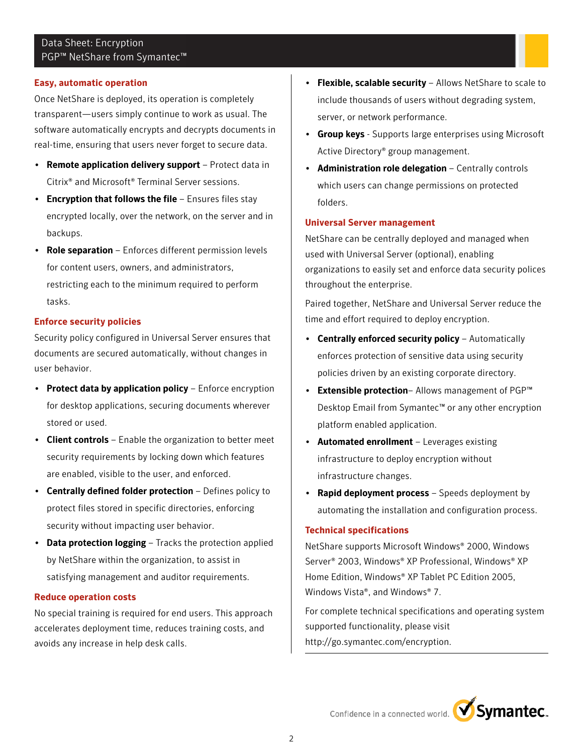## Easy, automatic operation

Once NetShare is deployed, its operation is completely transparent—users simply continue to work as usual. The software automatically encrypts and decrypts documents in real-time, ensuring that users never forget to secure data.

- **Remote application delivery support** – Protect data in Citrix® and Microsoft® Terminal Server sessions.
- **Encryption that follows the file** – Ensures files stay encrypted locally, over the network, on the server and in backups.
- **Role separation** – Enforces different permission levels for content users, owners, and administrators, restricting each to the minimum required to perform tasks.

## Enforce security policies

Security policy configured in Universal Server ensures that documents are secured automatically, without changes in user behavior.

- **Protect data by application policy** – Enforce encryption for desktop applications, securing documents wherever stored or used.
- **Client controls** – Enable the organization to better meet security requirements by locking down which features are enabled, visible to the user, and enforced.
- **Centrally defined folder protection** – Defines policy to protect files stored in specific directories, enforcing security without impacting user behavior.
- **Data protection logging** – Tracks the protection applied by NetShare within the organization, to assist in satisfying management and auditor requirements.

## Reduce operation costs

No special training is required for end users. This approach accelerates deployment time, reduces training costs, and avoids any increase in help desk calls.

- **Flexible, scalable security** – Allows NetShare to scale to include thousands of users without degrading system, server, or network performance.
- **Group keys** - Supports large enterprises using Microsoft Active Directory® group management.
- **Administration role delegation** – Centrally controls which users can change permissions on protected folders.

## Universal Server management

NetShare can be centrally deployed and managed when used with Universal Server (optional), enabling organizations to easily set and enforce data security polices throughout the enterprise.

Paired together, NetShare and Universal Server reduce the time and effort required to deploy encryption.

- **Centrally enforced security policy** – Automatically enforces protection of sensitive data using security policies driven by an existing corporate directory.
- **Extensible protection**– Allows management of PGP™ Desktop Email from Symantec™ or any other encryption platform enabled application.
- **Automated enrollment** – Leverages existing infrastructure to deploy encryption without infrastructure changes.
- **Rapid deployment process** – Speeds deployment by automating the installation and configuration process.

## Technical specifications

NetShare supports Microsoft Windows® 2000, Windows Server® 2003, Windows® XP Professional, Windows® XP Home Edition, Windows® XP Tablet PC Edition 2005, Windows Vista®, and Windows® 7.

For complete technical specifications and operating system supported functionality, please visit http://go.symantec.com/encryption.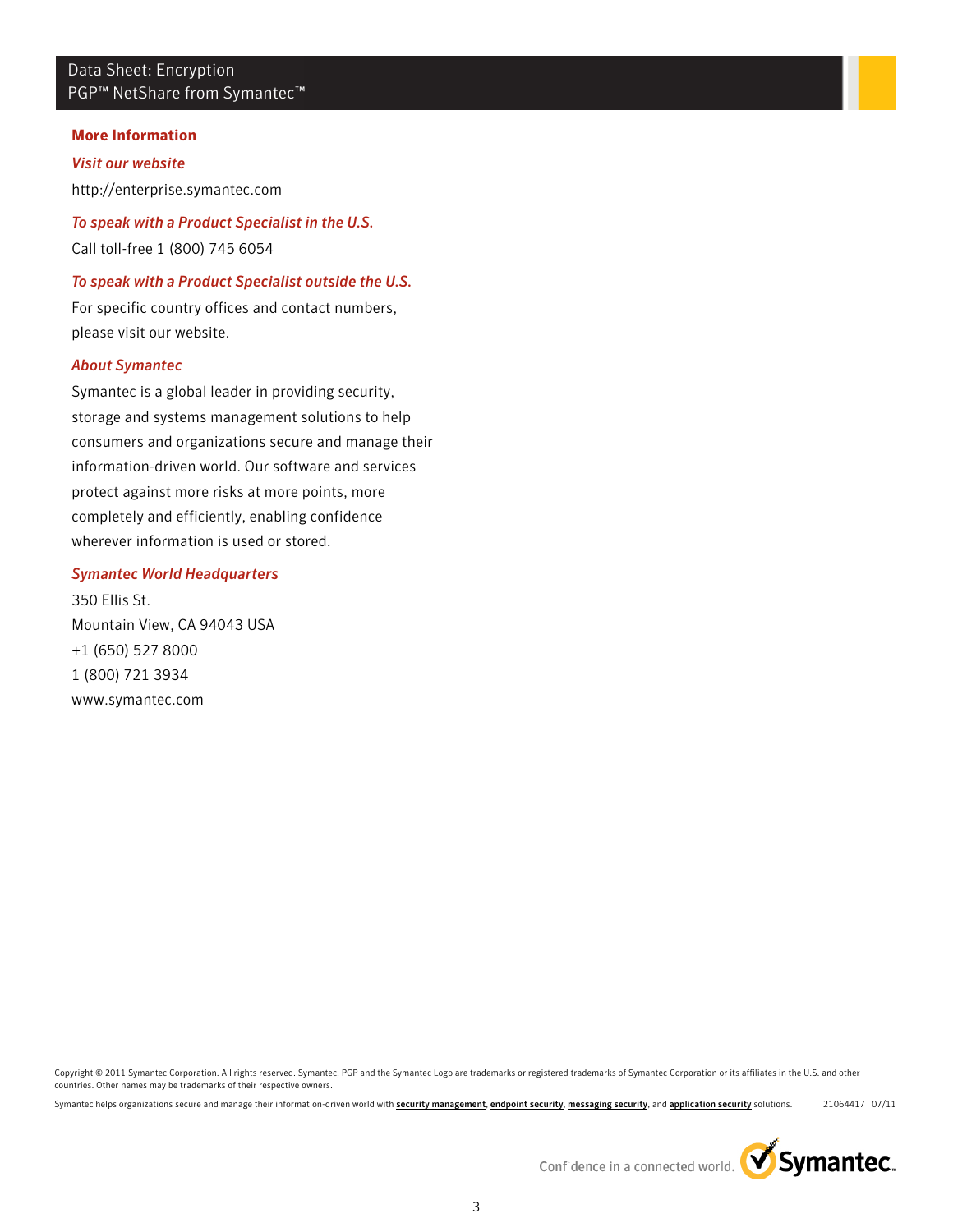## More Information

### *Visit our website*

http://enterprise.symantec.com

### *To speak with a Product Specialist in the U.S.*

Call toll-free 1 (800) 745 6054

### *To speak with a Product Specialist outside the U.S.*

For specific country offices and contact numbers, please visit our website.

### *About Symantec*

Symantec is a global leader in providing security, storage and systems management solutions to help consumers and organizations secure and manage their information-driven world. Our software and services protect against more risks at more points, more completely and efficiently, enabling confidence wherever information is used or stored.

### *Symantec World Headquarters*

350 Ellis St.  
Mountain View, CA 94043 USA  
+1 (650) 527 8000  
1 (800) 721 3934  
www.symantec.com

Copyright © 2011 Symantec Corporation. All rights reserved. Symantec, PGP and the Symantec Logo are trademarks or registered trademarks of Symantec Corporation or its affiliates in the U.S. and other countries. Other names may be trademarks of their respective owners.

Symantec helps organizations secure and manage their information-driven world with **security management**, **endpoint security**, **messaging security**, and **application security** solutions. 21064417 07/11

Confidence in a connected world. Symantec.